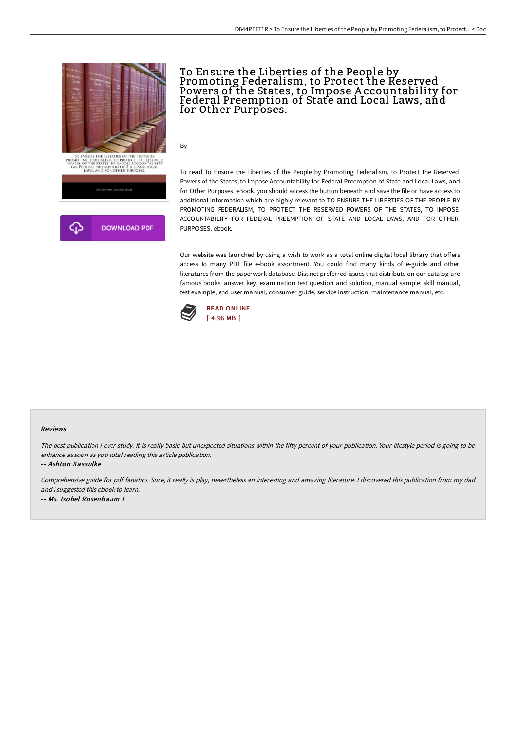# To Ensure the Liberties of the People by Promoting Federalism, to Protect the Reserved Powers of the States, to Impose Accountability for Federal Preemption of State and Local Laws, and for Other Purposes.

By -

To read To Ensure the Liberties of the People by Promoting Federalism, to Protect the Reserved Powers of the States, to Impose Accountability for Federal Preemption of State and Local Laws, and for Other Purposes. eBook, you should access the button beneath and save the file or have access to additional information which are highly relevant to TO ENSURE THE LIBERTIES OF THE PEOPLE BY PROMOTING FEDERALISM, TO PROTECT THE RESERVED POWERS OF THE STATES, TO IMPOSE ACCOUNTABILITY FOR FEDERAL PREEMPTION OF STATE AND LOCAL LAWS, AND FOR OTHER PURPOSES. ebook.

Our website was launched by using a wish to work as a total online digital local library that offers access to many PDF file e-book assortment. You could find many kinds of e-guide and other literatures from the paperwork database. Distinct preferred issues that distribute on our catalog are famous books, answer key, examination test question and solution, manual sample, skill manual, test example, end user manual, consumer guide, service instruction, maintenance manual, etc.

READ ONLINE
[ 4.96 MB ]

### Reviews

*The best publication i ever study. It is really basic but unexpected situations within the fifty percent of your publication. Your lifestyle period is going to be enhance as soon as you total reading this article publication.*

-- *Ashton Kassulke*

*Comprehensive guide for pdf fanatics. Sure, it really is play, nevertheless an interesting and amazing literature. I discovered this publication from my dad and i suggested this ebook to learn.*

-- *Ms. Isobel Rosenbaum I*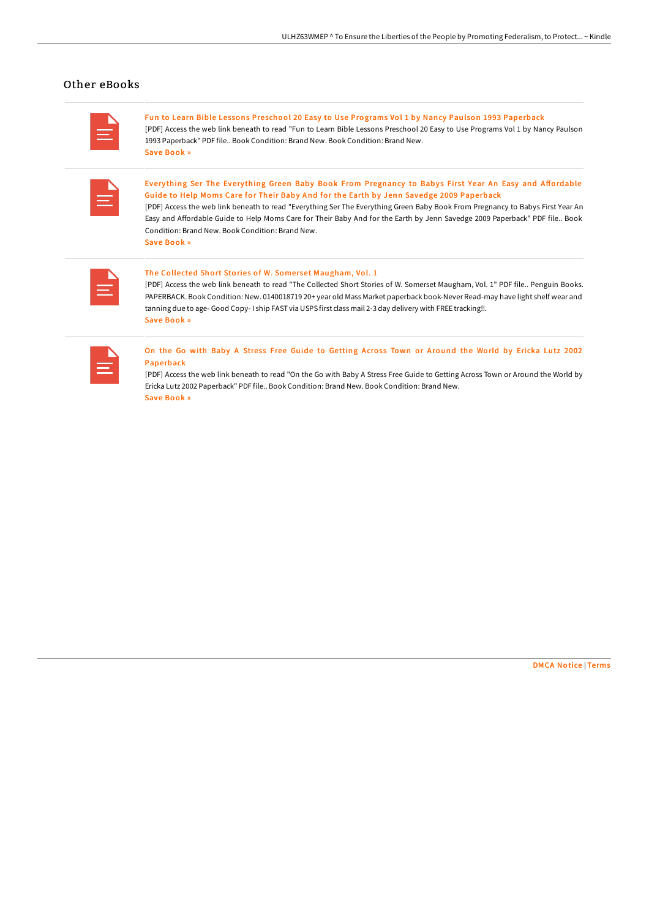## Other eBooks

**Fun to Learn Bible Lessons Preschool 20 Easy to Use Programs Vol 1 by Nancy Paulson 1993 Paperback**

[PDF] Access the web link beneath to read "Fun to Learn Bible Lessons Preschool 20 Easy to Use Programs Vol 1 by Nancy Paulson 1993 Paperback" PDF file.. Book Condition: Brand New. Book Condition: Brand New.

Save Book »

**Everything Ser The Everything Green Baby Book From Pregnancy to Babys First Year An Easy and Affordable Guide to Help Moms Care for Their Baby And for the Earth by Jenn Savedge 2009 Paperback**

[PDF] Access the web link beneath to read "Everything Ser The Everything Green Baby Book From Pregnancy to Babys First Year An Easy and Affordable Guide to Help Moms Care for Their Baby And for the Earth by Jenn Savedge 2009 Paperback" PDF file.. Book Condition: Brand New. Book Condition: Brand New.

Save Book »

**The Collected Short Stories of W. Somerset Maugham, Vol. 1**

[PDF] Access the web link beneath to read "The Collected Short Stories of W. Somerset Maugham, Vol. 1" PDF file.. Penguin Books. PAPERBACK. Book Condition: New. 0140018719 20+ year old Mass Market paperback book-Never Read-may have light shelf wear and tanning due to age- Good Copy- I ship FAST via USPS first class mail 2-3 day delivery with FREE tracking!!.

Save Book »

**On the Go with Baby A Stress Free Guide to Getting Across Town or Around the World by Ericka Lutz 2002 Paperback**

[PDF] Access the web link beneath to read "On the Go with Baby A Stress Free Guide to Getting Across Town or Around the World by Ericka Lutz 2002 Paperback" PDF file.. Book Condition: Brand New. Book Condition: Brand New.

Save Book »

DMCA Notice | Terms